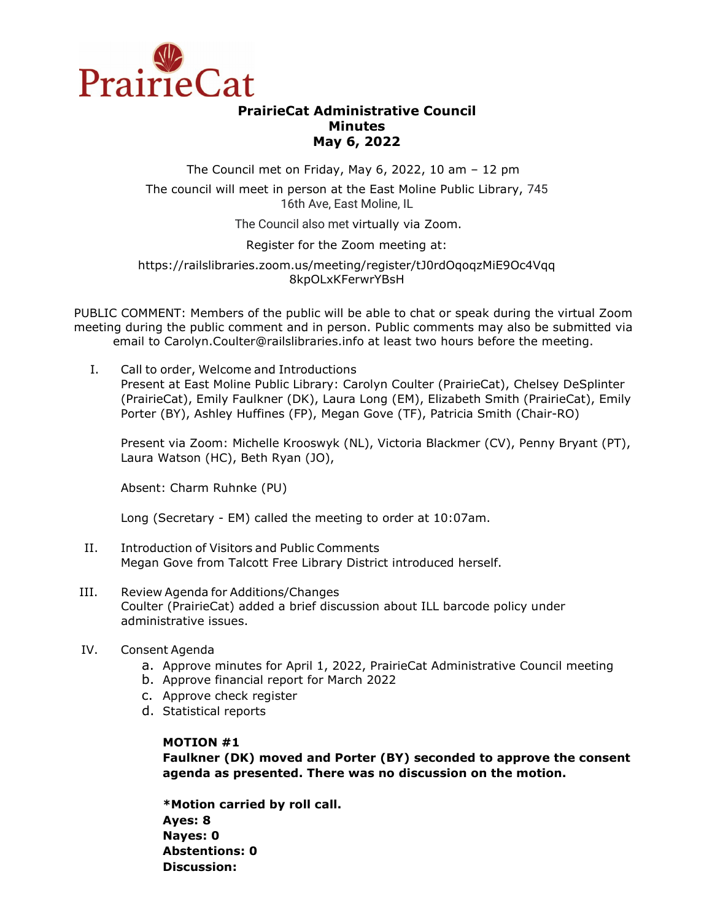PrairieCat

# PrairieCat Administrative Council
## Minutes
## May 6, 2022

The Council met on Friday, May 6, 2022, 10 am – 12 pm

The council will meet in person at the East Moline Public Library, 745 16th Ave, East Moline, IL

The Council also met virtually via Zoom.

Register for the Zoom meeting at:

https://railslibraries.zoom.us/meeting/register/tJ0rdOqoqzMiE9Oc4Vqq8kpOLxKFerwrYBsH

PUBLIC COMMENT: Members of the public will be able to chat or speak during the virtual Zoom meeting during the public comment and in person. Public comments may also be submitted via email to Carolyn.Coulter@railslibraries.info at least two hours before the meeting.

I. Call to order, Welcome and Introductions

   Present at East Moline Public Library: Carolyn Coulter (PrairieCat), Chelsey DeSplinter (PrairieCat), Emily Faulkner (DK), Laura Long (EM), Elizabeth Smith (PrairieCat), Emily Porter (BY), Ashley Huffines (FP), Megan Gove (TF), Patricia Smith (Chair-RO)

   Present via Zoom: Michelle Krooswyk (NL), Victoria Blackmer (CV), Penny Bryant (PT), Laura Watson (HC), Beth Ryan (JO),

   Absent: Charm Ruhnke (PU)

   Long (Secretary - EM) called the meeting to order at 10:07am.

II. Introduction of Visitors and Public Comments

   Megan Gove from Talcott Free Library District introduced herself.

III. Review Agenda for Additions/Changes

   Coulter (PrairieCat) added a brief discussion about ILL barcode policy under administrative issues.

IV. Consent Agenda

   a. Approve minutes for April 1, 2022, PrairieCat Administrative Council meeting
   b. Approve financial report for March 2022
   c. Approve check register
   d. Statistical reports

   **MOTION #1**
   **Faulkner (DK) moved and Porter (BY) seconded to approve the consent agenda as presented. There was no discussion on the motion.**

   **\*Motion carried by roll call.**
   **Ayes: 8**
   **Nayes: 0**
   **Abstentions: 0**
   **Discussion:**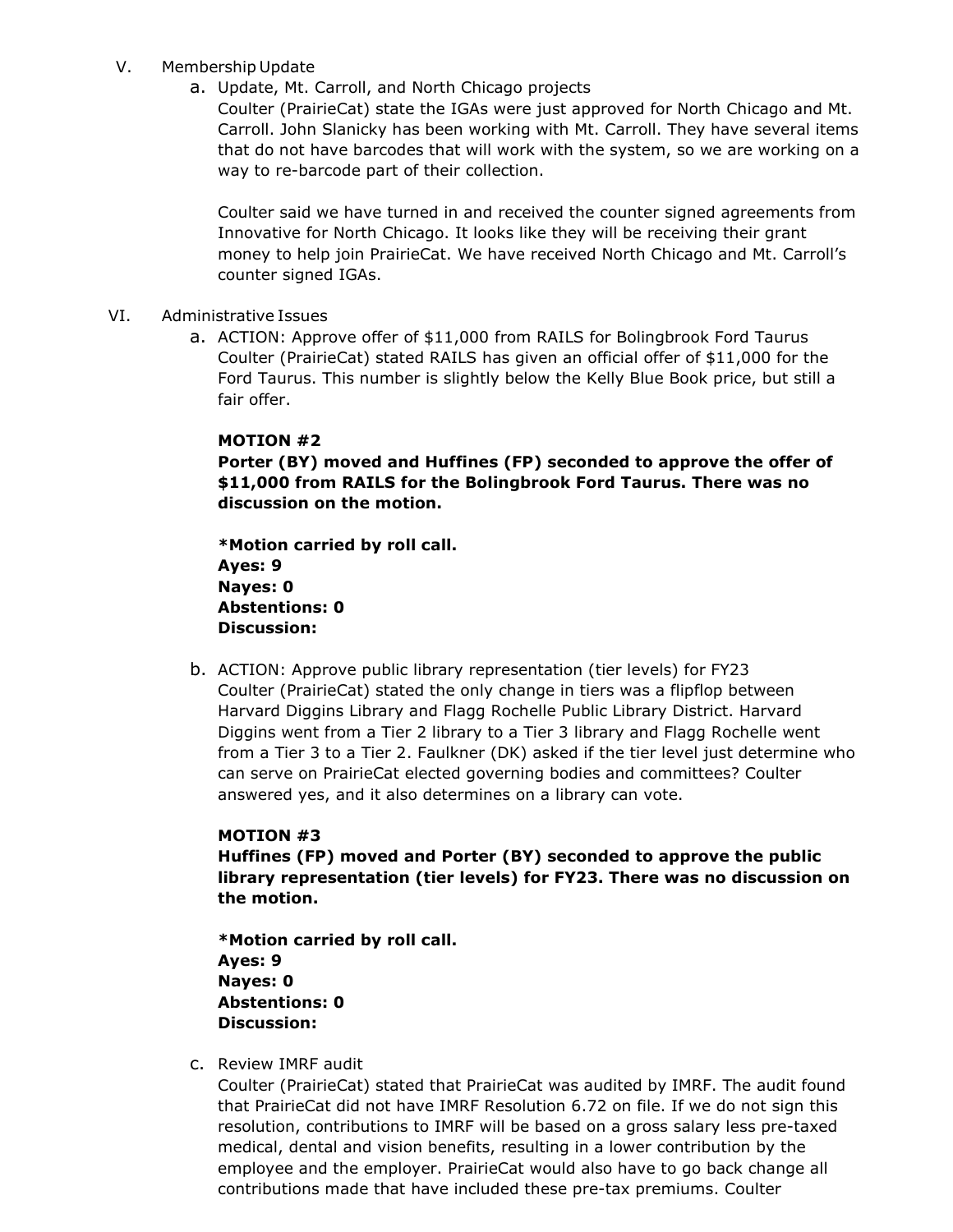V. Membership Update

a. Update, Mt. Carroll, and North Chicago projects

Coulter (PrairieCat) state the IGAs were just approved for North Chicago and Mt. Carroll. John Slanicky has been working with Mt. Carroll. They have several items that do not have barcodes that will work with the system, so we are working on a way to re-barcode part of their collection.

Coulter said we have turned in and received the counter signed agreements from Innovative for North Chicago. It looks like they will be receiving their grant money to help join PrairieCat. We have received North Chicago and Mt. Carroll's counter signed IGAs.

VI. Administrative Issues

a. ACTION: Approve offer of $11,000 from RAILS for Bolingbrook Ford Taurus

Coulter (PrairieCat) stated RAILS has given an official offer of $11,000 for the Ford Taurus. This number is slightly below the Kelly Blue Book price, but still a fair offer.

**MOTION #2**

**Porter (BY) moved and Huffines (FP) seconded to approve the offer of $11,000 from RAILS for the Bolingbrook Ford Taurus. There was no discussion on the motion.**

***Motion carried by roll call.**
**Ayes: 9**
**Nayes: 0**
**Abstentions: 0**
**Discussion:**

b. ACTION: Approve public library representation (tier levels) for FY23

Coulter (PrairieCat) stated the only change in tiers was a flipflop between Harvard Diggins Library and Flagg Rochelle Public Library District. Harvard Diggins went from a Tier 2 library to a Tier 3 library and Flagg Rochelle went from a Tier 3 to a Tier 2. Faulkner (DK) asked if the tier level just determine who can serve on PrairieCat elected governing bodies and committees? Coulter answered yes, and it also determines on a library can vote.

**MOTION #3**

**Huffines (FP) moved and Porter (BY) seconded to approve the public library representation (tier levels) for FY23. There was no discussion on the motion.**

***Motion carried by roll call.**
**Ayes: 9**
**Nayes: 0**
**Abstentions: 0**
**Discussion:**

c. Review IMRF audit

Coulter (PrairieCat) stated that PrairieCat was audited by IMRF. The audit found that PrairieCat did not have IMRF Resolution 6.72 on file. If we do not sign this resolution, contributions to IMRF will be based on a gross salary less pre-taxed medical, dental and vision benefits, resulting in a lower contribution by the employee and the employer. PrairieCat would also have to go back change all contributions made that have included these pre-tax premiums. Coulter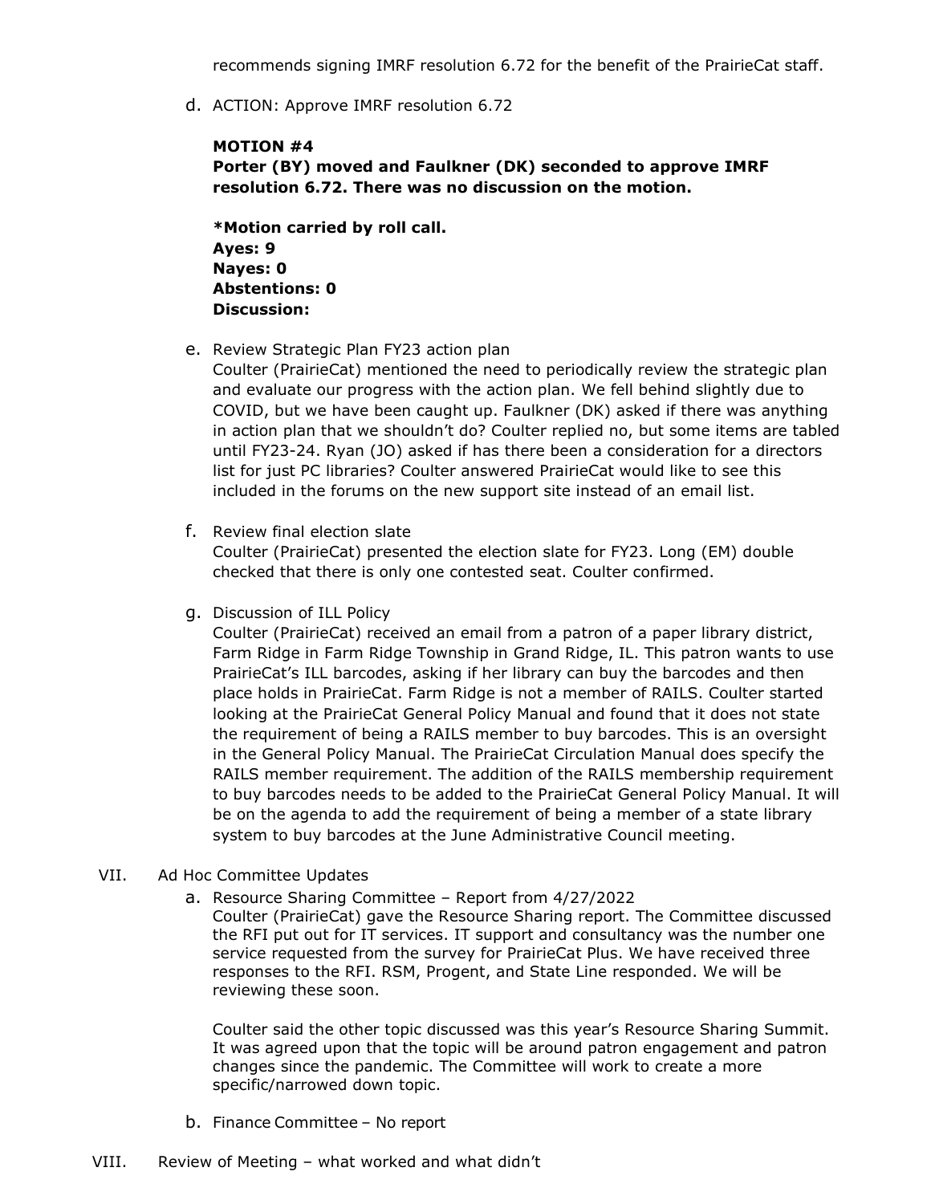recommends signing IMRF resolution 6.72 for the benefit of the PrairieCat staff.

d. ACTION: Approve IMRF resolution 6.72

**MOTION #4**
**Porter (BY) moved and Faulkner (DK) seconded to approve IMRF resolution 6.72. There was no discussion on the motion.**

***Motion carried by roll call.**
**Ayes: 9**
**Nayes: 0**
**Abstentions: 0**
**Discussion:**

e. Review Strategic Plan FY23 action plan
Coulter (PrairieCat) mentioned the need to periodically review the strategic plan and evaluate our progress with the action plan. We fell behind slightly due to COVID, but we have been caught up. Faulkner (DK) asked if there was anything in action plan that we shouldn't do? Coulter replied no, but some items are tabled until FY23-24. Ryan (JO) asked if has there been a consideration for a directors list for just PC libraries? Coulter answered PrairieCat would like to see this included in the forums on the new support site instead of an email list.

f. Review final election slate
Coulter (PrairieCat) presented the election slate for FY23. Long (EM) double checked that there is only one contested seat. Coulter confirmed.

g. Discussion of ILL Policy
Coulter (PrairieCat) received an email from a patron of a paper library district, Farm Ridge in Farm Ridge Township in Grand Ridge, IL. This patron wants to use PrairieCat's ILL barcodes, asking if her library can buy the barcodes and then place holds in PrairieCat. Farm Ridge is not a member of RAILS. Coulter started looking at the PrairieCat General Policy Manual and found that it does not state the requirement of being a RAILS member to buy barcodes. This is an oversight in the General Policy Manual. The PrairieCat Circulation Manual does specify the RAILS member requirement. The addition of the RAILS membership requirement to buy barcodes needs to be added to the PrairieCat General Policy Manual. It will be on the agenda to add the requirement of being a member of a state library system to buy barcodes at the June Administrative Council meeting.

VII. Ad Hoc Committee Updates

a. Resource Sharing Committee – Report from 4/27/2022
Coulter (PrairieCat) gave the Resource Sharing report. The Committee discussed the RFI put out for IT services. IT support and consultancy was the number one service requested from the survey for PrairieCat Plus. We have received three responses to the RFI. RSM, Progent, and State Line responded. We will be reviewing these soon.

Coulter said the other topic discussed was this year's Resource Sharing Summit. It was agreed upon that the topic will be around patron engagement and patron changes since the pandemic. The Committee will work to create a more specific/narrowed down topic.

b. Finance Committee – No report

VIII. Review of Meeting – what worked and what didn't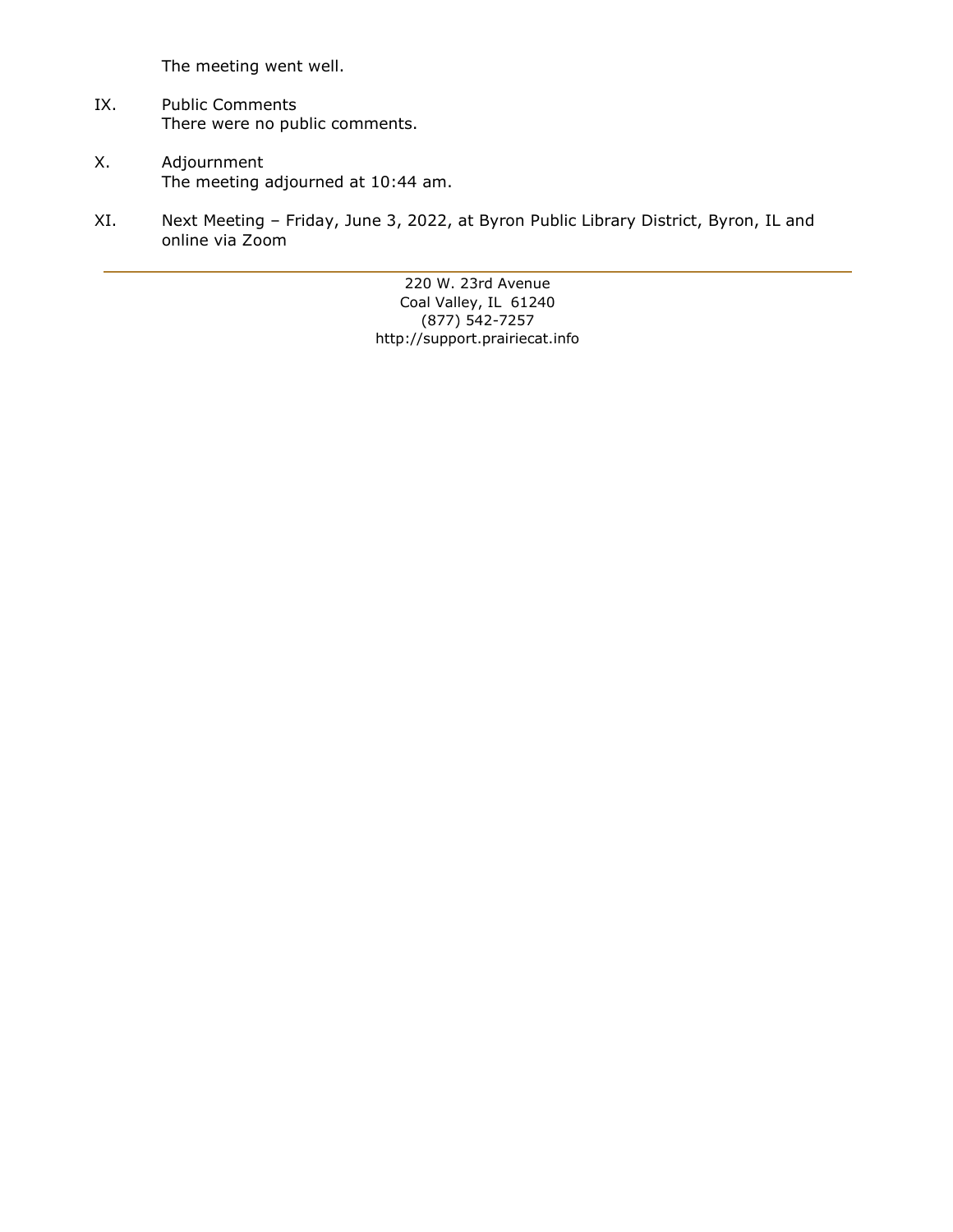The meeting went well.

IX. Public Comments
There were no public comments.

X. Adjournment
The meeting adjourned at 10:44 am.

XI. Next Meeting – Friday, June 3, 2022, at Byron Public Library District, Byron, IL and online via Zoom

---

220 W. 23rd Avenue
Coal Valley, IL 61240
(877) 542-7257
http://support.prairiecat.info